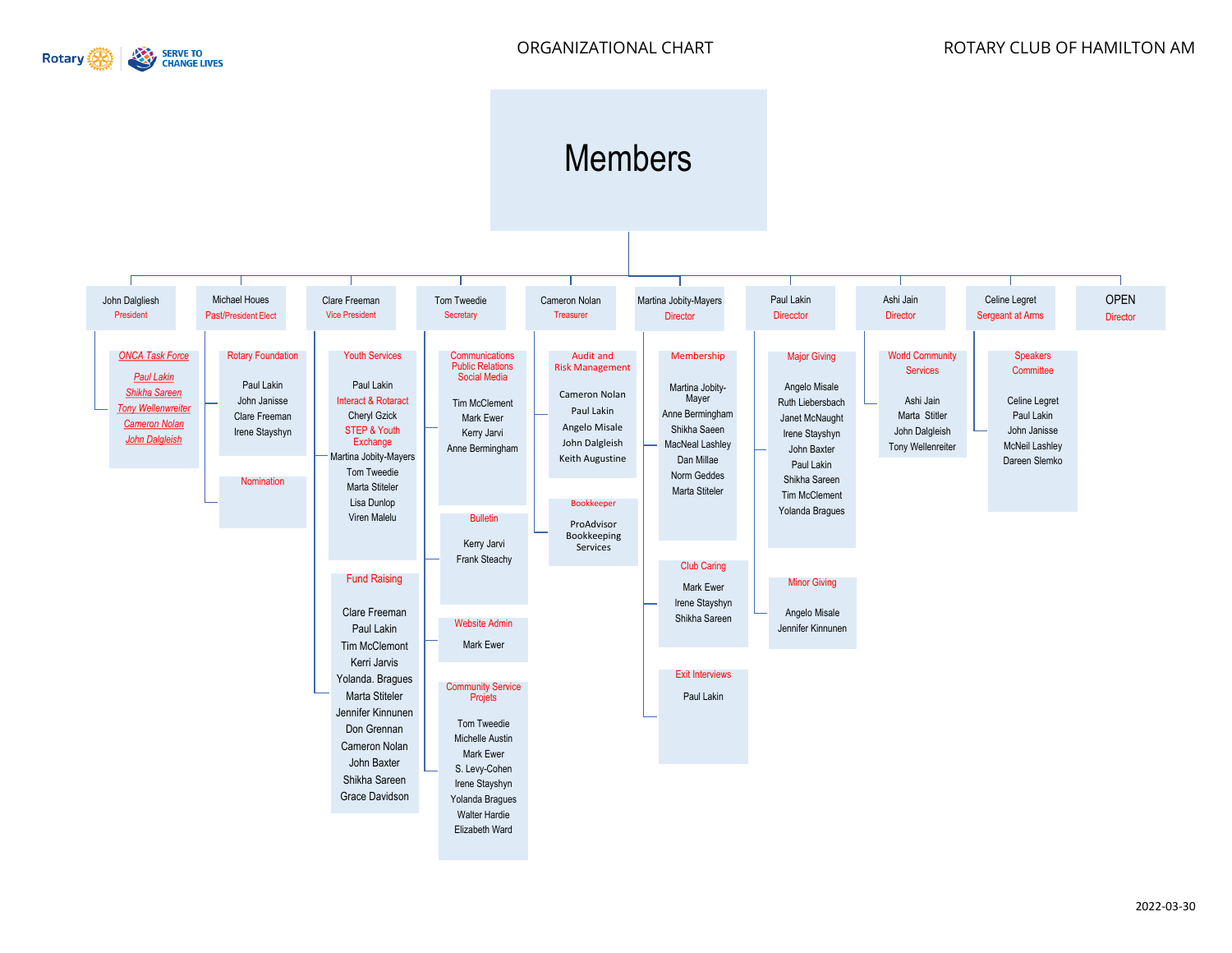Rotary | SERVE TO CHANGE LIVES

# ORGANIZATIONAL CHART

## ROTARY CLUB OF HAMILTON AM

# Members

### John Dalgliesh — President

- *ONCA Task Force*
  - *Paul Lakin*
  - *Shikha Sareen*
  - *Tony Wellenwreiter*
  - *Cameron Nolan*
  - *John Dalgleish*

### Michael Houes — Past/President Elect

- Rotary Foundation
  - Paul Lakin
  - John Janisse
  - Clare Freeman
  - Irene Stayshyn
- Nomination

### Clare Freeman — Vice President

- Youth Services
  - Paul Lakin
  - Interact & Rotaract
    - Cheryl Gzick
  - STEP & Youth Exchange
    - Martina Jobity-Mayers
    - Tom Tweedie
    - Marta Stiteler
    - Lisa Dunlop
    - Viren Malelu
- Fund Raising
  - Clare Freeman
  - Paul Lakin
  - Tim McClemont
  - Kerri Jarvis
  - Yolanda. Bragues
  - Marta Stiteler
  - Jennifer Kinnunen
  - Don Grennan
  - Cameron Nolan
  - John Baxter
  - Shikha Sareen
  - Grace Davidson

### Tom Tweedie — Secretary

- Communications Public Relations Social Media
  - Tim McClement
  - Mark Ewer
  - Kerry Jarvi
  - Anne Bermingham
- Bulletin
  - Kerry Jarvi
  - Frank Steachy
- Website Admin
  - Mark Ewer
- Community Service Projets
  - Tom Tweedie
  - Michelle Austin
  - Mark Ewer
  - S. Levy-Cohen
  - Irene Stayshyn
  - Yolanda Bragues
  - Walter Hardie
  - Elizabeth Ward

### Cameron Nolan — Treasurer

- Audit and Risk Management
  - Cameron Nolan
  - Paul Lakin
  - Angelo Misale
  - John Dalgleish
  - Keith Augustine
- Bookkeeper
  - ProAdvisor Bookkeeping Services

### Martina Jobity-Mayers — Director

- Membership
  - Martina Jobity-Mayer
  - Anne Bermingham
  - Shikha Saeen
  - MacNeal Lashley
  - Dan Millae
  - Norm Geddes
  - Marta Stiteler
- Club Caring
  - Mark Ewer
  - Irene Stayshyn
  - Shikha Sareen
- Exit Interviews
  - Paul Lakin

### Paul Lakin — Direcctor

- Major Giving
  - Angelo Misale
  - Ruth Liebersbach
  - Janet McNaught
  - Irene Stayshyn
  - John Baxter
  - Paul Lakin
  - Shikha Sareen
  - Tim McClement
  - Yolanda Bragues
- Minor Giving
  - Angelo Misale
  - Jennifer Kinnunen

### Ashi Jain — Director

- World Community Services
  - Ashi Jain
  - Marta Stitler
  - John Dalgleish
  - Tony Wellenreiter

### Celine Legret — Sergeant at Arms

- Speakers Committee
  - Celine Legret
  - Paul Lakin
  - John Janisse
  - McNeil Lashley
  - Dareen Slemko

### OPEN — Director

2022-03-30